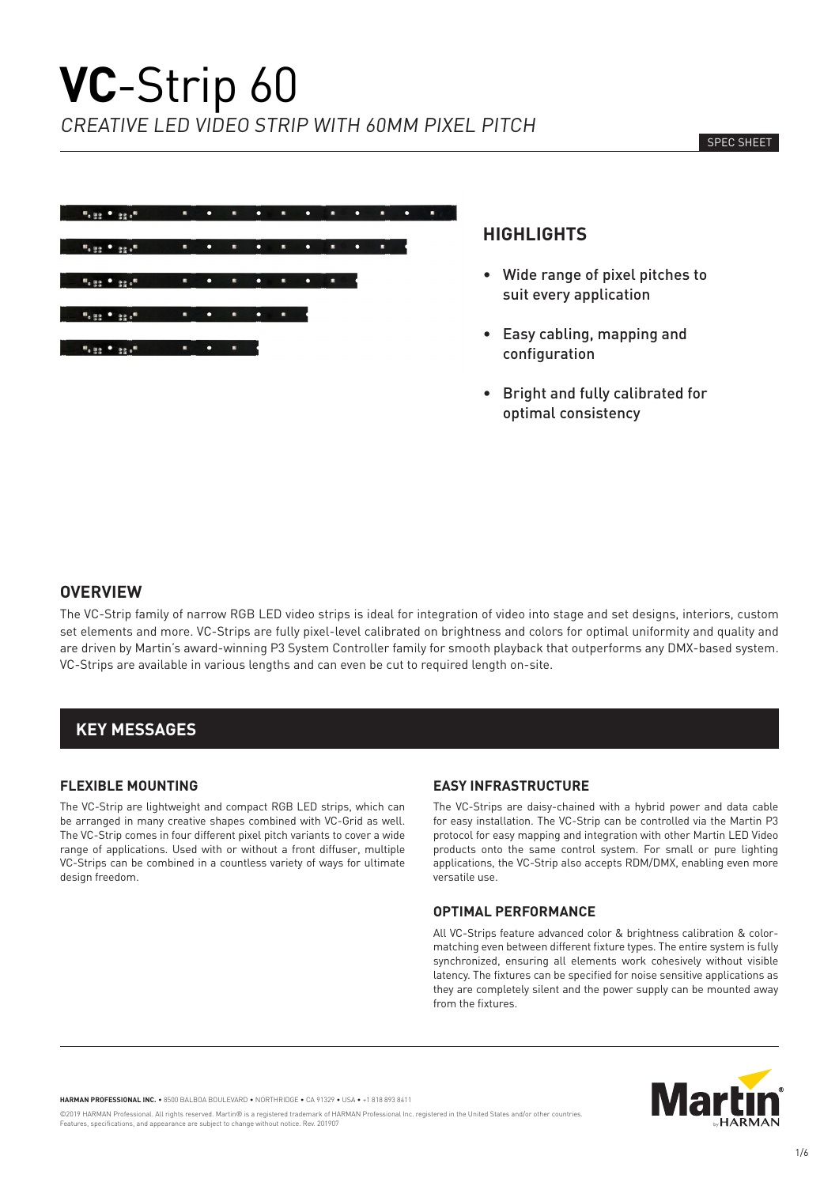# **VC**-Strip 60

*CREATIVE LED VIDEO STRIP WITH 60MM PIXEL PITCH*

SPEC SHEET

## HIGHLIGHTS

- Wide range of pixel pitches to suit every application
- Easy cabling, mapping and configuration
- Bright and fully calibrated for optimal consistency

## OVERVIEW

The VC-Strip family of narrow RGB LED video strips is ideal for integration of video into stage and set designs, interiors, custom set elements and more. VC-Strips are fully pixel-level calibrated on brightness and colors for optimal uniformity and quality and are driven by Martin's award-winning P3 System Controller family for smooth playback that outperforms any DMX-based system. VC-Strips are available in various lengths and can even be cut to required length on-site.

## KEY MESSAGES

### FLEXIBLE MOUNTING

The VC-Strip are lightweight and compact RGB LED strips, which can be arranged in many creative shapes combined with VC-Grid as well. The VC-Strip comes in four different pixel pitch variants to cover a wide range of applications. Used with or without a front diffuser, multiple VC-Strips can be combined in a countless variety of ways for ultimate design freedom.

### EASY INFRASTRUCTURE

The VC-Strips are daisy-chained with a hybrid power and data cable for easy installation. The VC-Strip can be controlled via the Martin P3 protocol for easy mapping and integration with other Martin LED Video products onto the same control system. For small or pure lighting applications, the VC-Strip also accepts RDM/DMX, enabling even more versatile use.

### OPTIMAL PERFORMANCE

All VC-Strips feature advanced color & brightness calibration & color-matching even between different fixture types. The entire system is fully synchronized, ensuring all elements work cohesively without visible latency. The fixtures can be specified for noise sensitive applications as they are completely silent and the power supply can be mounted away from the fixtures.

**HARMAN PROFESSIONAL INC.** • 8500 BALBOA BOULEVARD • NORTHRIDGE • CA 91329 • USA • +1 818 893 8411

©2019 HARMAN Professional. All rights reserved. Martin® is a registered trademark of HARMAN Professional Inc. registered in the United States and/or other countries. Features, specifications, and appearance are subject to change without notice. Rev. 201907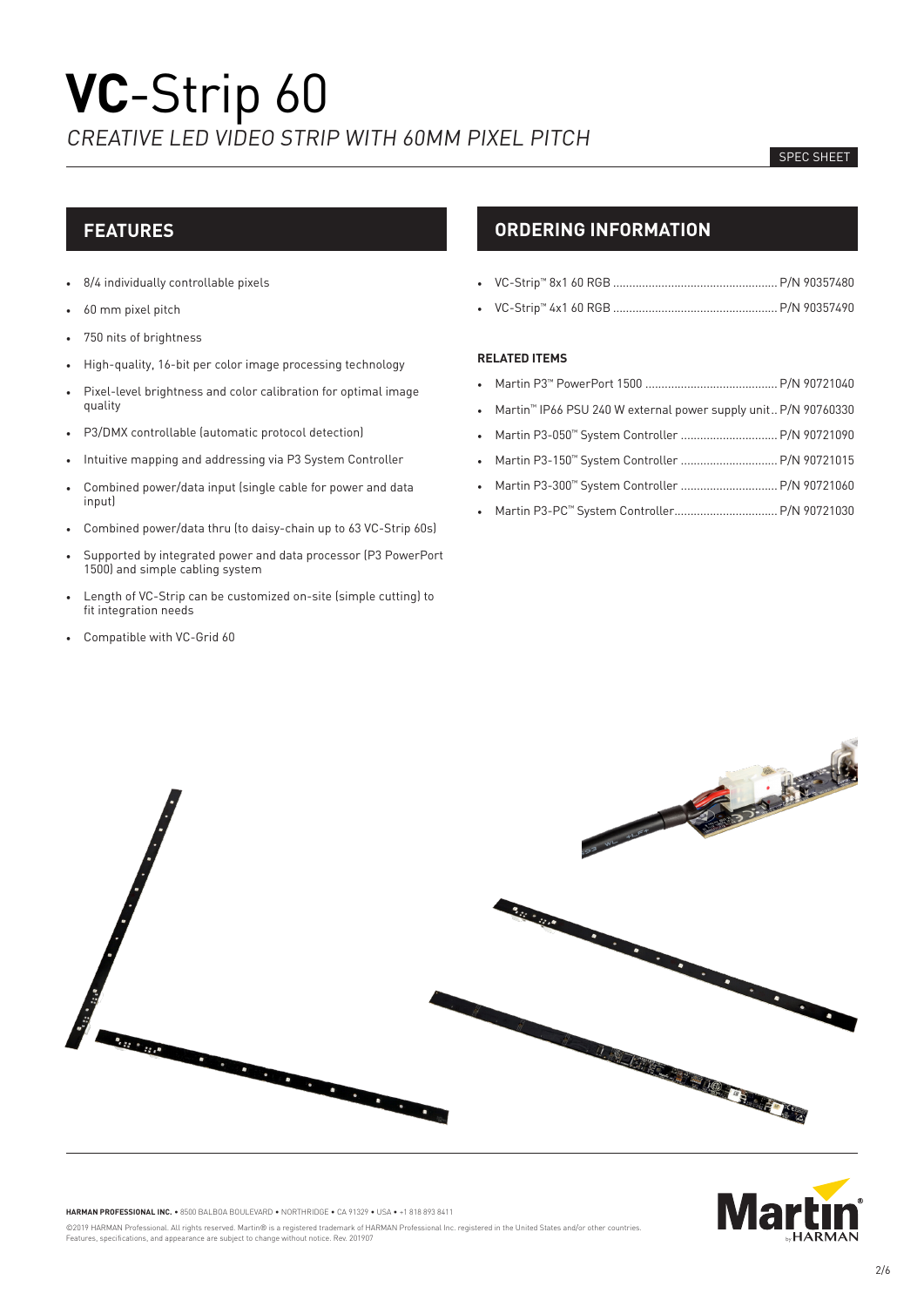# **VC**-Strip 60

*CREATIVE LED VIDEO STRIP WITH 60MM PIXEL PITCH*

SPEC SHEET

## FEATURES

- 8/4 individually controllable pixels
- 60 mm pixel pitch
- 750 nits of brightness
- High-quality, 16-bit per color image processing technology
- Pixel-level brightness and color calibration for optimal image quality
- P3/DMX controllable (automatic protocol detection)
- Intuitive mapping and addressing via P3 System Controller
- Combined power/data input (single cable for power and data input)
- Combined power/data thru (to daisy-chain up to 63 VC-Strip 60s)
- Supported by integrated power and data processor (P3 PowerPort 1500) and simple cabling system
- Length of VC-Strip can be customized on-site (simple cutting) to fit integration needs
- Compatible with VC-Grid 60

## ORDERING INFORMATION

- VC-Strip™ 8x1 60 RGB .................................................. P/N 90357480
- VC-Strip™ 4x1 60 RGB .................................................. P/N 90357490

**RELATED ITEMS**

- Martin P3™ PowerPort 1500 ......................................... P/N 90721040
- Martin™ IP66 PSU 240 W external power supply unit.. P/N 90760330
- Martin P3-050™ System Controller ............................. P/N 90721090
- Martin P3-150™ System Controller ............................. P/N 90721015
- Martin P3-300™ System Controller ............................. P/N 90721060
- Martin P3-PC™ System Controller................................ P/N 90721030

**HARMAN PROFESSIONAL INC.** • 8500 BALBOA BOULEVARD • NORTHRIDGE • CA 91329 • USA • +1 818 893 8411

©2019 HARMAN Professional. All rights reserved. Martin® is a registered trademark of HARMAN Professional Inc. registered in the United States and/or other countries. Features, specifications, and appearance are subject to change without notice. Rev. 201907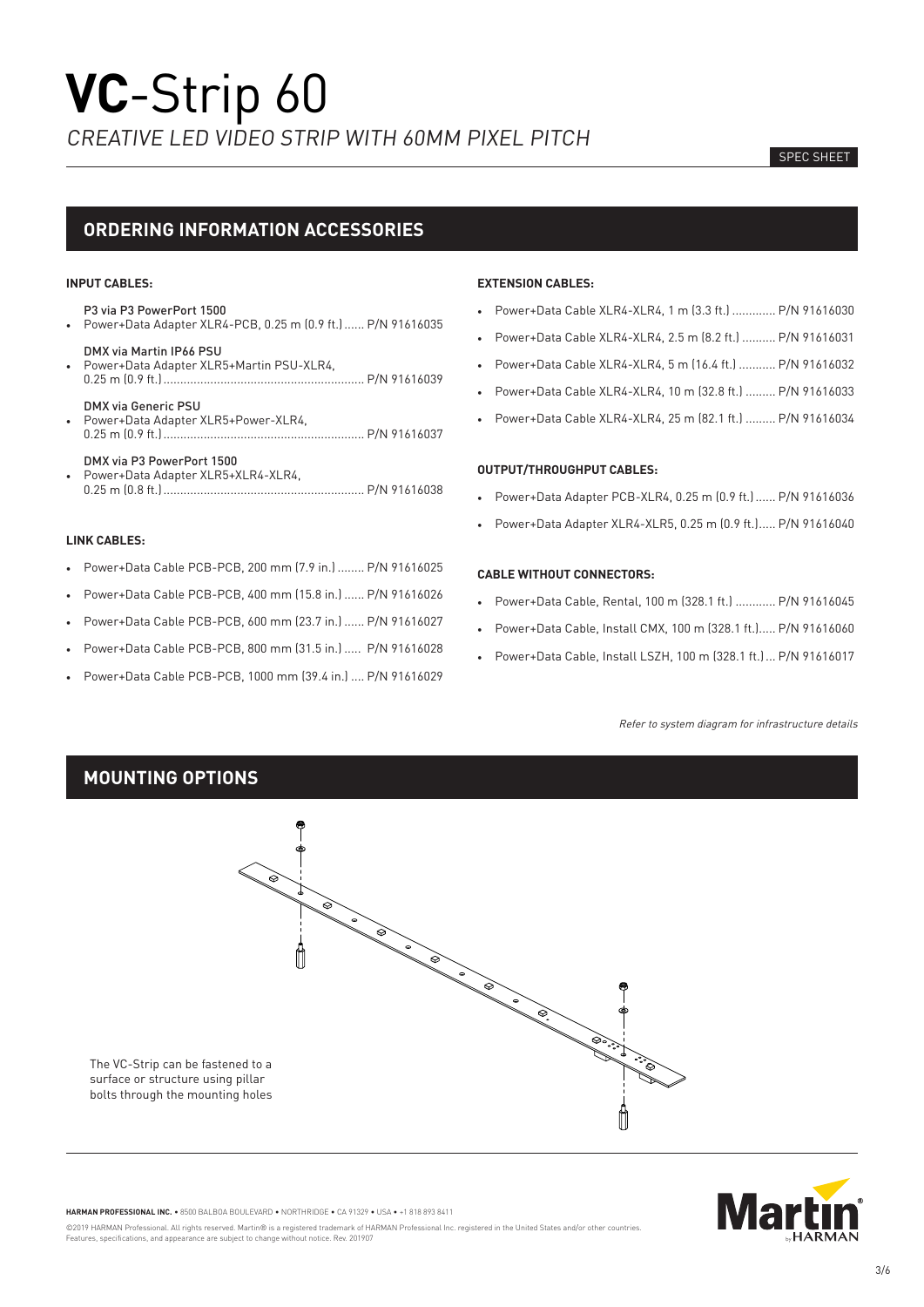# **VC**-Strip 60

*CREATIVE LED VIDEO STRIP WITH 60MM PIXEL PITCH*

SPEC SHEET

## ORDERING INFORMATION ACCESSORIES

### INPUT CABLES:

P3 via P3 PowerPort 1500
- Power+Data Adapter XLR4-PCB, 0.25 m (0.9 ft.) ...... P/N 91616035

DMX via Martin IP66 PSU
- Power+Data Adapter XLR5+Martin PSU-XLR4, 0.25 m (0.9 ft.) ........................................................... P/N 91616039

DMX via Generic PSU
- Power+Data Adapter XLR5+Power-XLR4, 0.25 m (0.9 ft.) ........................................................... P/N 91616037

DMX via P3 PowerPort 1500
- Power+Data Adapter XLR5+XLR4-XLR4, 0.25 m (0.8 ft.) ........................................................... P/N 91616038

### LINK CABLES:

- Power+Data Cable PCB-PCB, 200 mm (7.9 in.) ........ P/N 91616025
- Power+Data Cable PCB-PCB, 400 mm (15.8 in.) ...... P/N 91616026
- Power+Data Cable PCB-PCB, 600 mm (23.7 in.) ...... P/N 91616027
- Power+Data Cable PCB-PCB, 800 mm (31.5 in.) ..... P/N 91616028
- Power+Data Cable PCB-PCB, 1000 mm (39.4 in.) .... P/N 91616029

### EXTENSION CABLES:

- Power+Data Cable XLR4-XLR4, 1 m (3.3 ft.) ............. P/N 91616030
- Power+Data Cable XLR4-XLR4, 2.5 m (8.2 ft.) .......... P/N 91616031
- Power+Data Cable XLR4-XLR4, 5 m (16.4 ft.) ........... P/N 91616032
- Power+Data Cable XLR4-XLR4, 10 m (32.8 ft.) ......... P/N 91616033
- Power+Data Cable XLR4-XLR4, 25 m (82.1 ft.) ......... P/N 91616034

### OUTPUT/THROUGHPUT CABLES:

- Power+Data Adapter PCB-XLR4, 0.25 m (0.9 ft.) ...... P/N 91616036
- Power+Data Adapter XLR4-XLR5, 0.25 m (0.9 ft.)..... P/N 91616040

### CABLE WITHOUT CONNECTORS:

- Power+Data Cable, Rental, 100 m (328.1 ft.) ............ P/N 91616045
- Power+Data Cable, Install CMX, 100 m (328.1 ft.)..... P/N 91616060
- Power+Data Cable, Install LSZH, 100 m (328.1 ft.) ... P/N 91616017

*Refer to system diagram for infrastructure details*

## MOUNTING OPTIONS

The VC-Strip can be fastened to a surface or structure using pillar bolts through the mounting holes

**HARMAN PROFESSIONAL INC.** • 8500 BALBOA BOULEVARD • NORTHRIDGE • CA 91329 • USA • +1 818 893 8411

©2019 HARMAN Professional. All rights reserved. Martin® is a registered trademark of HARMAN Professional Inc. registered in the United States and/or other countries. Features, specifications, and appearance are subject to change without notice. Rev. 201907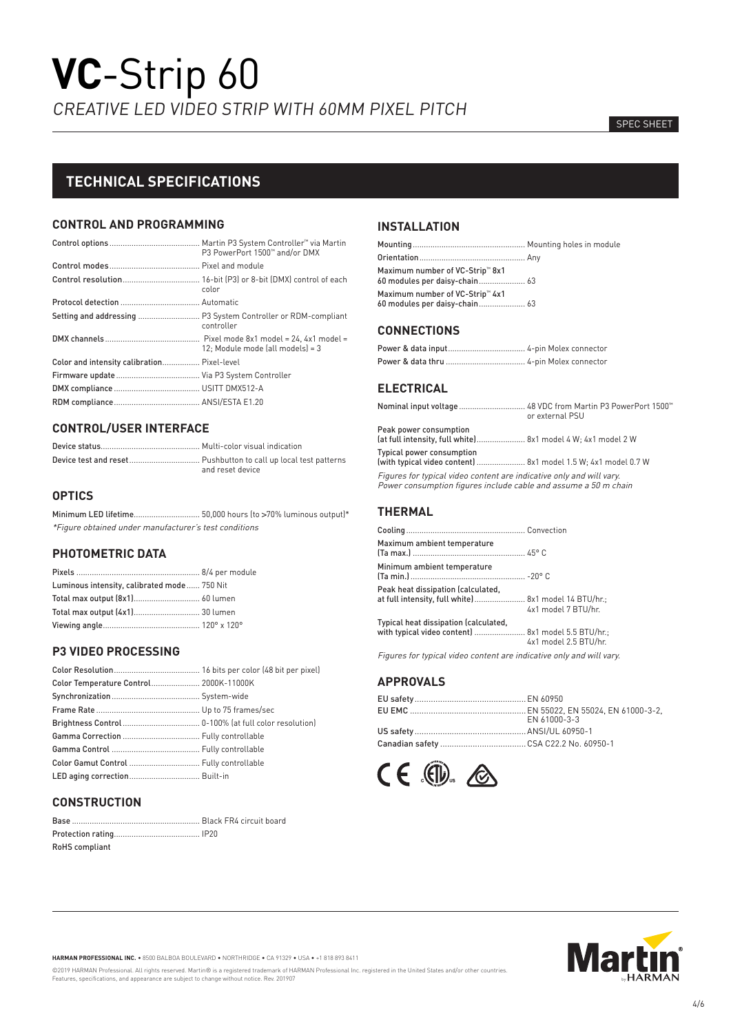# **VC**-Strip 60

*CREATIVE LED VIDEO STRIP WITH 60MM PIXEL PITCH*

SPEC SHEET

## TECHNICAL SPECIFICATIONS

### CONTROL AND PROGRAMMING

| | |
|---|---|
| Control options | Martin P3 System Controller™ via Martin P3 PowerPort 1500™ and/or DMX |
| Control modes | Pixel and module |
| Control resolution | 16-bit (P3) or 8-bit (DMX) control of each color |
| Protocol detection | Automatic |
| Setting and addressing | P3 System Controller or RDM-compliant controller |
| DMX channels | Pixel mode 8x1 model = 24, 4x1 model = 12; Module mode (all models) = 3 |
| Color and intensity calibration | Pixel-level |
| Firmware update | Via P3 System Controller |
| DMX compliance | USITT DMX512-A |
| RDM compliance | ANSI/ESTA E1.20 |

### CONTROL/USER INTERFACE

| | |
|---|---|
| Device status | Multi-color visual indication |
| Device test and reset | Pushbutton to call up local test patterns and reset device |

### OPTICS

| | |
|---|---|
| Minimum LED lifetime | 50,000 hours (to >70% luminous output)* |

*\*Figure obtained under manufacturer's test conditions*

### PHOTOMETRIC DATA

| | |
|---|---|
| Pixels | 8/4 per module |
| Luminous intensity, calibrated mode | 750 Nit |
| Total max output (8x1) | 60 lumen |
| Total max output (4x1) | 30 lumen |
| Viewing angle | 120° x 120° |

### P3 VIDEO PROCESSING

| | |
|---|---|
| Color Resolution | 16 bits per color (48 bit per pixel) |
| Color Temperature Control | 2000K-11000K |
| Synchronization | System-wide |
| Frame Rate | Up to 75 frames/sec |
| Brightness Control | 0-100% (at full color resolution) |
| Gamma Correction | Fully controllable |
| Gamma Control | Fully controllable |
| Color Gamut Control | Fully controllable |
| LED aging correction | Built-in |

### CONSTRUCTION

| | |
|---|---|
| Base | Black FR4 circuit board |
| Protection rating | IP20 |
| RoHS compliant | |

### INSTALLATION

| | |
|---|---|
| Mounting | Mounting holes in module |
| Orientation | Any |
| Maximum number of VC-Strip™ 8x1 60 modules per daisy-chain | 63 |
| Maximum number of VC-Strip™ 4x1 60 modules per daisy-chain | 63 |

### CONNECTIONS

| | |
|---|---|
| Power & data input | 4-pin Molex connector |
| Power & data thru | 4-pin Molex connector |

### ELECTRICAL

| | |
|---|---|
| Nominal input voltage | 48 VDC from Martin P3 PowerPort 1500™ or external PSU |
| Peak power consumption (at full intensity, full white) | 8x1 model 4 W; 4x1 model 2 W |
| Typical power consumption (with typical video content) | 8x1 model 1.5 W; 4x1 model 0.7 W |

*Figures for typical video content are indicative only and will vary. Power consumption figures include cable and assume a 50 m chain*

### THERMAL

| | |
|---|---|
| Cooling | Convection |
| Maximum ambient temperature (Ta max.) | 45° C |
| Minimum ambient temperature (Ta min.) | -20° C |
| Peak heat dissipation (calculated, at full intensity, full white) | 8x1 model 14 BTU/hr.; 4x1 model 7 BTU/hr. |
| Typical heat dissipation (calculated, with typical video content) | 8x1 model 5.5 BTU/hr.; 4x1 model 2.5 BTU/hr. |

*Figures for typical video content are indicative only and will vary.*

### APPROVALS

| | |
|---|---|
| EU safety | EN 60950 |
| EU EMC | EN 55022, EN 55024, EN 61000-3-2, EN 61000-3-3 |
| US safety | ANSI/UL 60950-1 |
| Canadian safety | CSA C22.2 No. 60950-1 |

**HARMAN PROFESSIONAL INC.** • 8500 BALBOA BOULEVARD • NORTHRIDGE • CA 91329 • USA • +1 818 893 8411

©2019 HARMAN Professional. All rights reserved. Martin® is a registered trademark of HARMAN Professional Inc. registered in the United States and/or other countries. Features, specifications, and appearance are subject to change without notice. Rev. 201907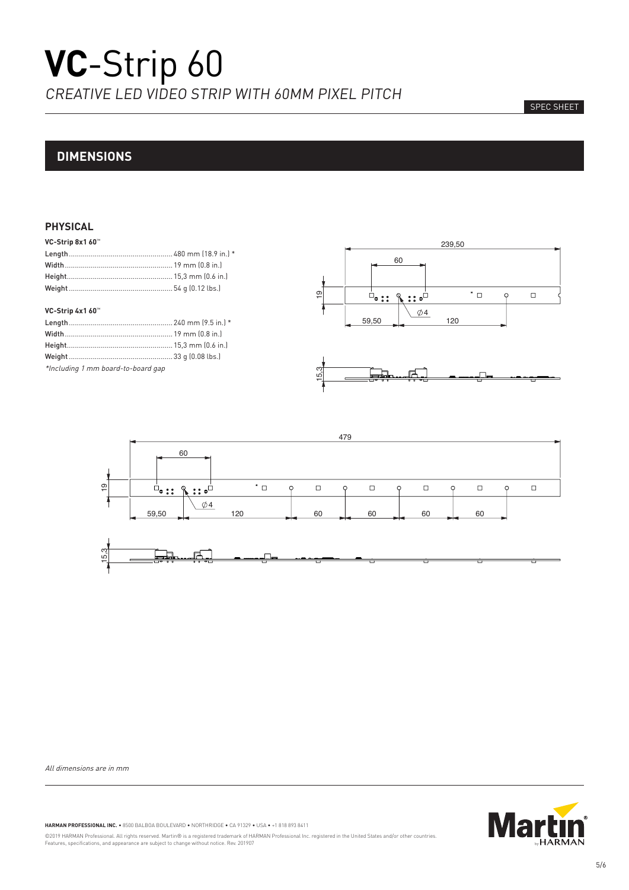# **VC**-Strip 60

*CREATIVE LED VIDEO STRIP WITH 60MM PIXEL PITCH*

SPEC SHEET

## DIMENSIONS

### PHYSICAL

**VC-Strip 8x1 60™**

Length ..................................................... 480 mm (18.9 in.) *
Width ...................................................... 19 mm (0.8 in.)
Height ..................................................... 15,3 mm (0.6 in.)
Weight .................................................... 54 g (0.12 lbs.)

**VC-Strip 4x1 60™**

Length ..................................................... 240 mm (9.5 in.) *
Width ...................................................... 19 mm (0.8 in.)
Height ..................................................... 15,3 mm (0.6 in.)
Weight .................................................... 33 g (0.08 lbs.)

*\*Including 1 mm board-to-board gap*

*All dimensions are in mm*

**HARMAN PROFESSIONAL INC.** • 8500 BALBOA BOULEVARD • NORTHRIDGE • CA 91329 • USA • +1 818 893 8411

©2019 HARMAN Professional. All rights reserved. Martin® is a registered trademark of HARMAN Professional Inc. registered in the United States and/or other countries. Features, specifications, and appearance are subject to change without notice. Rev. 201907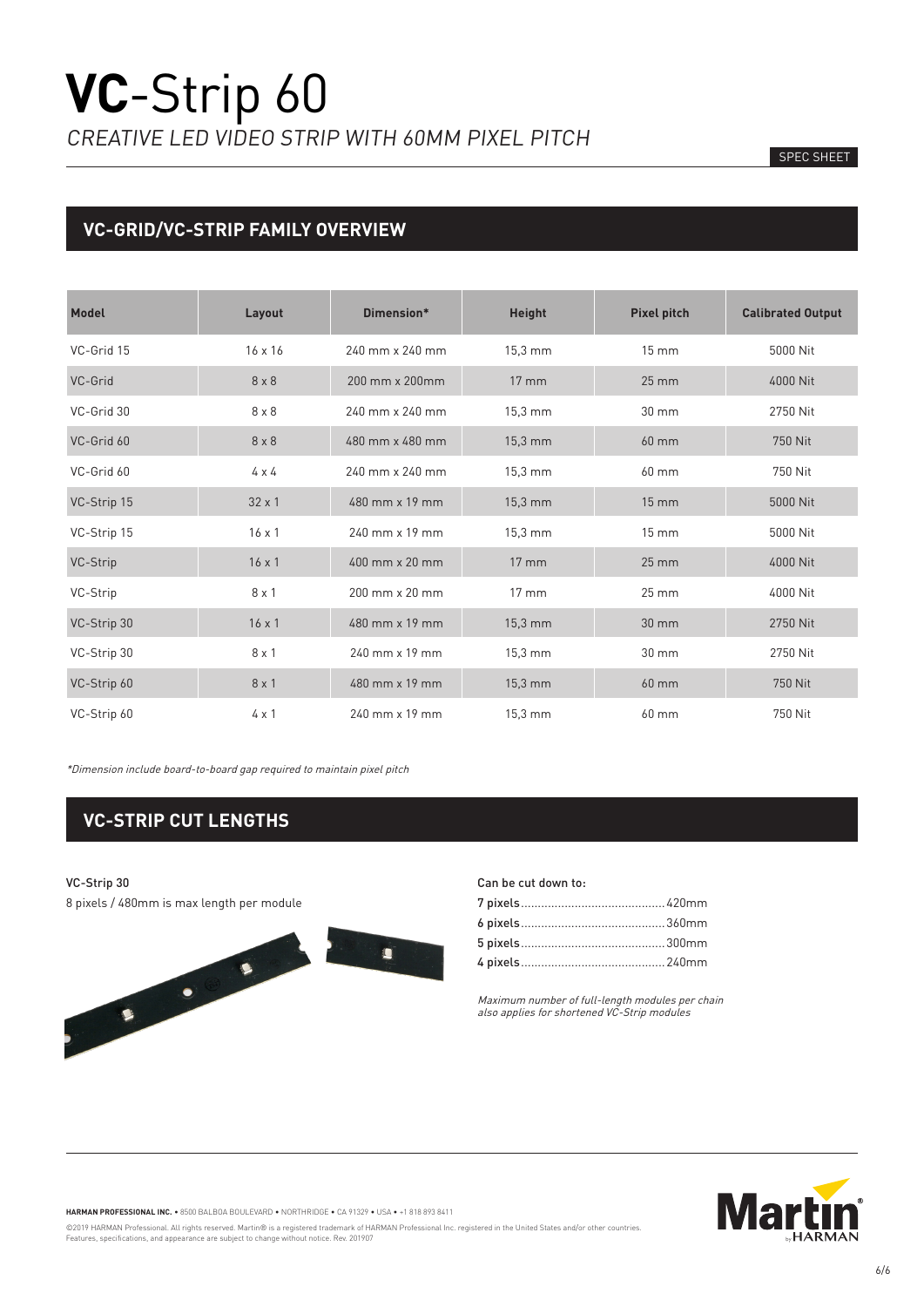# **VC**-Strip 60

*CREATIVE LED VIDEO STRIP WITH 60MM PIXEL PITCH*

SPEC SHEET

## VC-GRID/VC-STRIP FAMILY OVERVIEW

| Model | Layout | Dimension* | Height | Pixel pitch | Calibrated Output |
|---|---|---|---|---|---|
| VC-Grid 15 | 16 x 16 | 240 mm x 240 mm | 15,3 mm | 15 mm | 5000 Nit |
| VC-Grid | 8 x 8 | 200 mm x 200mm | 17 mm | 25 mm | 4000 Nit |
| VC-Grid 30 | 8 x 8 | 240 mm x 240 mm | 15,3 mm | 30 mm | 2750 Nit |
| VC-Grid 60 | 8 x 8 | 480 mm x 480 mm | 15,3 mm | 60 mm | 750 Nit |
| VC-Grid 60 | 4 x 4 | 240 mm x 240 mm | 15,3 mm | 60 mm | 750 Nit |
| VC-Strip 15 | 32 x 1 | 480 mm x 19 mm | 15,3 mm | 15 mm | 5000 Nit |
| VC-Strip 15 | 16 x 1 | 240 mm x 19 mm | 15,3 mm | 15 mm | 5000 Nit |
| VC-Strip | 16 x 1 | 400 mm x 20 mm | 17 mm | 25 mm | 4000 Nit |
| VC-Strip | 8 x 1 | 200 mm x 20 mm | 17 mm | 25 mm | 4000 Nit |
| VC-Strip 30 | 16 x 1 | 480 mm x 19 mm | 15,3 mm | 30 mm | 2750 Nit |
| VC-Strip 30 | 8 x 1 | 240 mm x 19 mm | 15,3 mm | 30 mm | 2750 Nit |
| VC-Strip 60 | 8 x 1 | 480 mm x 19 mm | 15,3 mm | 60 mm | 750 Nit |
| VC-Strip 60 | 4 x 1 | 240 mm x 19 mm | 15,3 mm | 60 mm | 750 Nit |

*\*Dimension include board-to-board gap required to maintain pixel pitch*

## VC-STRIP CUT LENGTHS

VC-Strip 30

8 pixels / 480mm is max length per module

Can be cut down to:

**7 pixels** ........................................ 420mm
**6 pixels** ........................................ 360mm
**5 pixels** ........................................ 300mm
**4 pixels** ........................................ 240mm

*Maximum number of full-length modules per chain also applies for shortened VC-Strip modules*

**HARMAN PROFESSIONAL INC.** • 8500 BALBOA BOULEVARD • NORTHRIDGE • CA 91329 • USA • +1 818 893 8411

©2019 HARMAN Professional. All rights reserved. Martin® is a registered trademark of HARMAN Professional Inc. registered in the United States and/or other countries. Features, specifications, and appearance are subject to change without notice. Rev. 201907